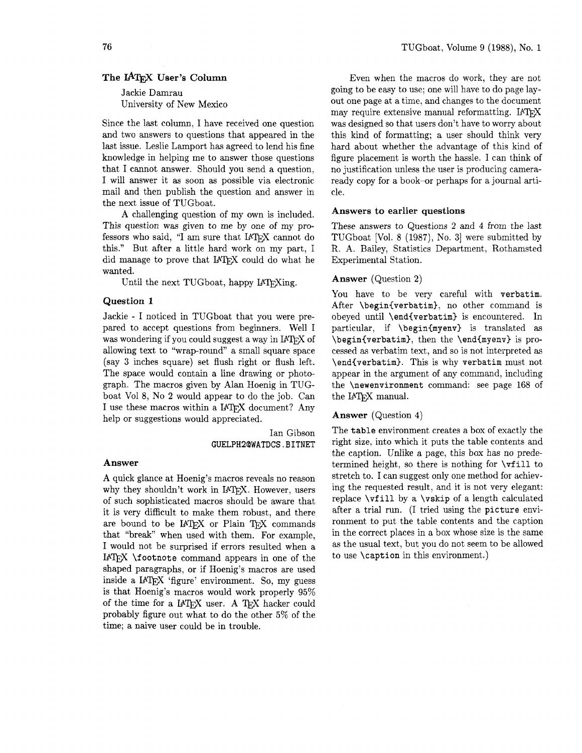## The LaTeX User's Column

Jackie Damrau
University of New Mexico

Since the last column, I have received one question and two answers to questions that appeared in the last issue. Leslie Lamport has agreed to lend his fine knowledge in helping me to answer those questions that I cannot answer. Should you send a question, I will answer it as soon as possible via electronic mail and then publish the question and answer in the next issue of TUGboat.

A challenging question of my own is included. This question was given to me by one of my professors who said, "I am sure that LaTeX cannot do this." But after a little hard work on my part, I did manage to prove that LaTeX could do what he wanted.

Until the next TUGboat, happy LaTeXing.

### Question 1

Jackie - I noticed in TUGboat that you were prepared to accept questions from beginners. Well I was wondering if you could suggest a way in LaTeX of allowing text to "wrap-round" a small square space (say 3 inches square) set flush right or flush left. The space would contain a line drawing or photograph. The macros given by Alan Hoenig in TUGboat Vol 8, No 2 would appear to do the job. Can I use these macros within a LaTeX document? Any help or suggestions would appreciated.

Ian Gibson
GUELPH2@WATDCS.BITNET

### Answer

A quick glance at Hoenig's macros reveals no reason why they shouldn't work in LaTeX. However, users of such sophisticated macros should be aware that it is very difficult to make them robust, and there are bound to be LaTeX or Plain TeX commands that "break" when used with them. For example, I would not be surprised if errors resulted when a LaTeX `\footnote` command appears in one of the shaped paragraphs, or if Hoenig's macros are used inside a LaTeX 'figure' environment. So, my guess is that Hoenig's macros would work properly 95% of the time for a LaTeX user. A TeX hacker could probably figure out what to do the other 5% of the time; a naive user could be in trouble.

Even when the macros do work, they are not going to be easy to use; one will have to do page layout one page at a time, and changes to the document may require extensive manual reformatting. LaTeX was designed so that users don't have to worry about this kind of formatting; a user should think very hard about whether the advantage of this kind of figure placement is worth the hassle. I can think of no justification unless the user is producing camera-ready copy for a book—or perhaps for a journal article.

### Answers to earlier questions

These answers to Questions 2 and 4 from the last TUGboat [Vol. 8 (1987), No. 3] were submitted by R. A. Bailey, Statistics Department, Rothamsted Experimental Station.

### Answer (Question 2)

You have to be very careful with `verbatim`. After `\begin{verbatim}`, no other command is obeyed until `\end{verbatim}` is encountered. In particular, if `\begin{myenv}` is translated as `\begin{verbatim}`, then the `\end{myenv}` is processed as verbatim text, and so is not interpreted as `\end{verbatim}`. This is why `verbatim` must not appear in the argument of any command, including the `\newenvironment` command: see page 168 of the LaTeX manual.

### Answer (Question 4)

The `table` environment creates a box of exactly the right size, into which it puts the table contents and the caption. Unlike a page, this box has no predetermined height, so there is nothing for `\vfill` to stretch to. I can suggest only one method for achieving the requested result, and it is not very elegant: replace `\vfill` by a `\vskip` of a length calculated after a trial run. (I tried using the `picture` environment to put the table contents and the caption in the correct places in a box whose size is the same as the usual text, but you do not seem to be allowed to use `\caption` in this environment.)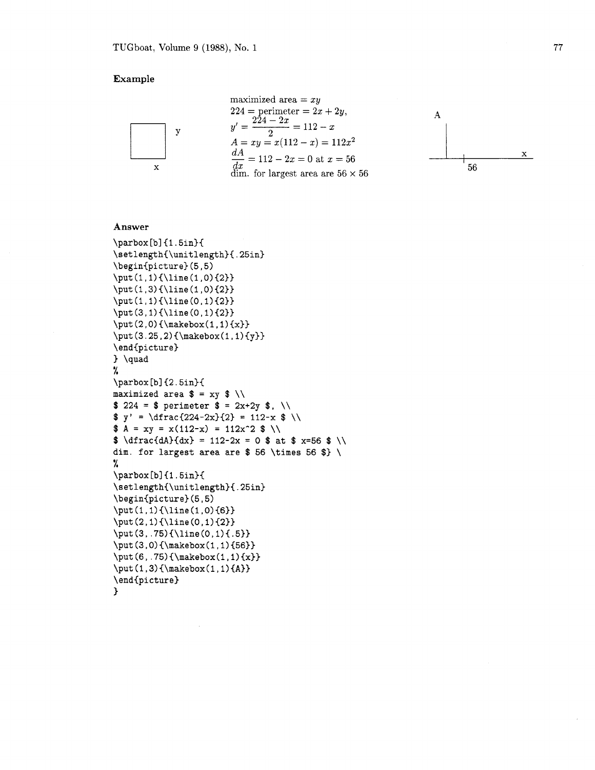### Example

x

y

maximized area $= xy$
$224 =$ perimeter $= 2x + 2y$,
$y' = \dfrac{224-2x}{2} = 112 - x$
$A = xy = x(112 - x) = 112x^2$
$\dfrac{dA}{dx} = 112 - 2x = 0$ at $x = 56$
dim. for largest area are $56 \times 56$

A

x

56

### Answer

```
\parbox[b]{1.5in}{
\setlength{\unitlength}{.25in}
\begin{picture}(5,5)
\put(1,1){\line(1,0){2}}
\put(1,3){\line(1,0){2}}
\put(1,1){\line(0,1){2}}
\put(3,1){\line(0,1){2}}
\put(2,0){\makebox(1,1){x}}
\put(3.25,2){\makebox(1,1){y}}
\end{picture}
} \quad
%
\parbox[b]{2.5in}{
maximized area $ = xy $ \\
$ 224 = $ perimeter $ = 2x+2y $, \\
$ y' = \dfrac{224-2x}{2} = 112-x $ \\
$ A = xy = x(112-x) = 112x^2 $ \\
$ \dfrac{dA}{dx} = 112-2x = 0 $ at $ x=56 $ \\
dim. for largest area are $ 56 \times 56 $} \
%
\parbox[b]{1.5in}{
\setlength{\unitlength}{.25in}
\begin{picture}(5,5)
\put(1,1){\line(1,0){6}}
\put(2,1){\line(0,1){2}}
\put(3,.75){\line(0,1){.5}}
\put(3,0){\makebox(1,1){56}}
\put(6,.75){\makebox(1,1){x}}
\put(1,3){\makebox(1,1){A}}
\end{picture}
}
```